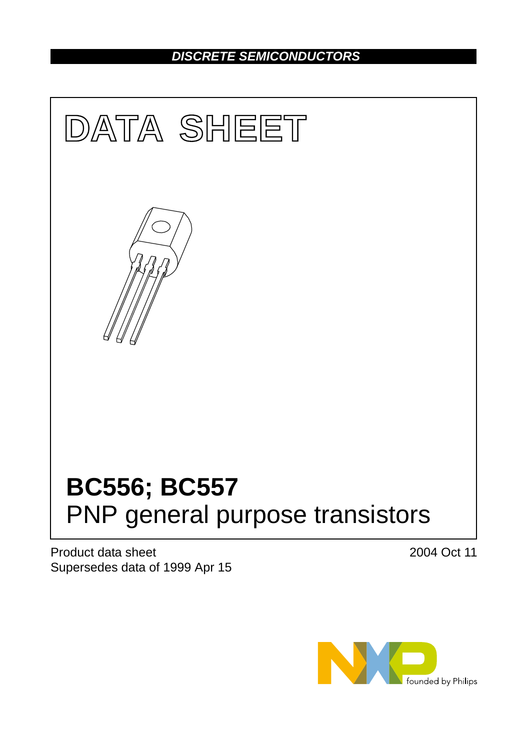DISCRETE SEMICONDUCTORS

# DATA SHEET

# BC556; BC557

## PNP general purpose transistors

Product data sheet
Supersedes data of 1999 Apr 15

2004 Oct 11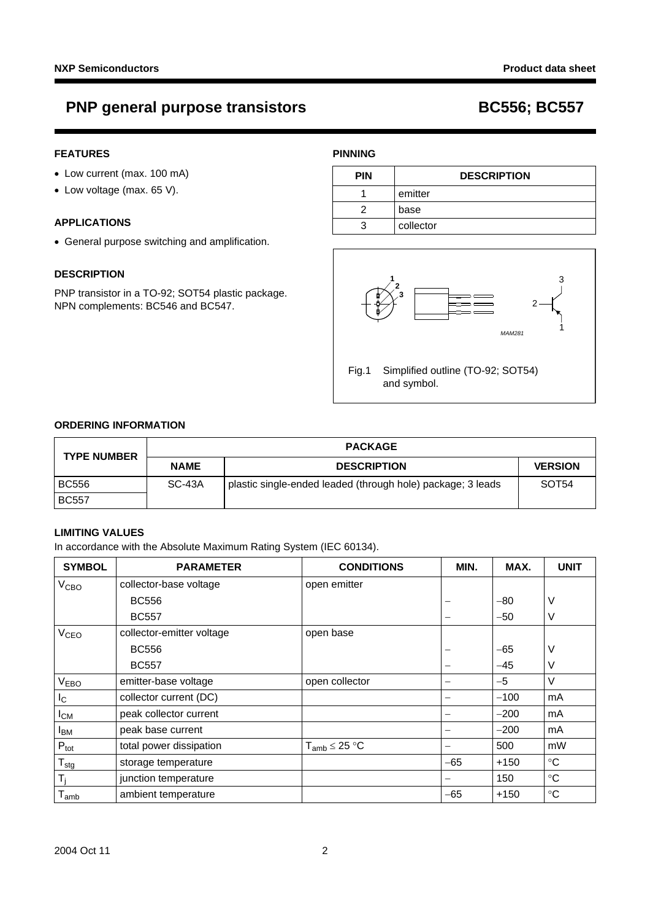# PNP general purpose transistors — BC556; BC557

## FEATURES

- Low current (max. 100 mA)
- Low voltage (max. 65 V).

## APPLICATIONS

- General purpose switching and amplification.

## DESCRIPTION

PNP transistor in a TO-92; SOT54 plastic package.
NPN complements: BC546 and BC547.

## PINNING

| PIN | DESCRIPTION |
|---|---|
| 1 | emitter |
| 2 | base |
| 3 | collector |

Fig.1 Simplified outline (TO-92; SOT54) and symbol.

## ORDERING INFORMATION

| TYPE NUMBER | PACKAGE | | |
|---|---|---|---|
| | NAME | DESCRIPTION | VERSION |
| BC556 | SC-43A | plastic single-ended leaded (through hole) package; 3 leads | SOT54 |
| BC557 | | | |

## LIMITING VALUES

In accordance with the Absolute Maximum Rating System (IEC 60134).

| SYMBOL | PARAMETER | CONDITIONS | MIN. | MAX. | UNIT |
|---|---|---|---|---|---|
| $V_{CBO}$ | collector-base voltage | open emitter | | | |
| | BC556 | | − | −80 | V |
| | BC557 | | − | −50 | V |
| $V_{CEO}$ | collector-emitter voltage | open base | | | |
| | BC556 | | − | −65 | V |
| | BC557 | | − | −45 | V |
| $V_{EBO}$ | emitter-base voltage | open collector | − | −5 | V |
| $I_C$ | collector current (DC) | | − | −100 | mA |
| $I_{CM}$ | peak collector current | | − | −200 | mA |
| $I_{BM}$ | peak base current | | − | −200 | mA |
| $P_{tot}$ | total power dissipation | $T_{amb} \leq 25$ °C | − | 500 | mW |
| $T_{stg}$ | storage temperature | | −65 | +150 | °C |
| $T_j$ | junction temperature | | − | 150 | °C |
| $T_{amb}$ | ambient temperature | | −65 | +150 | °C |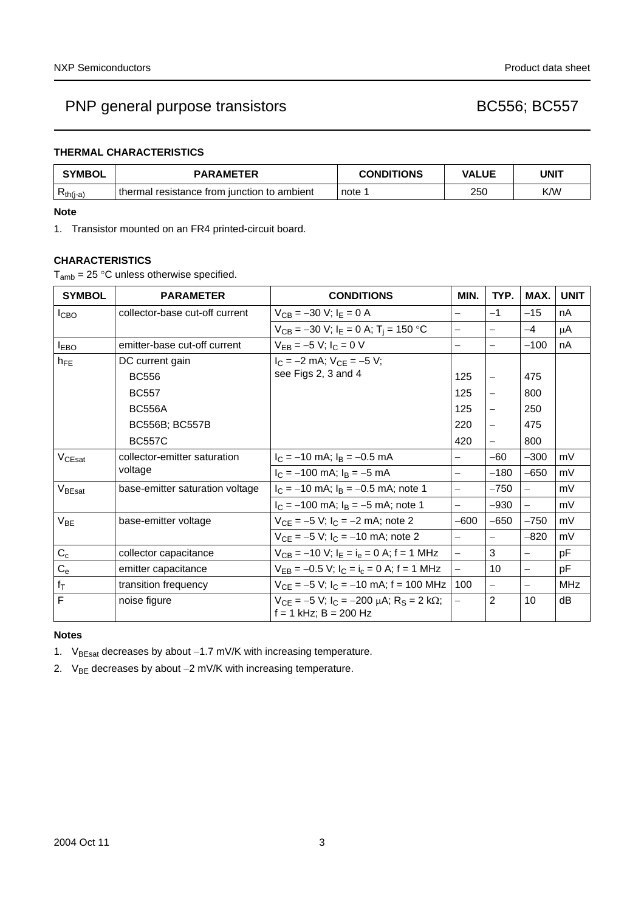### THERMAL CHARACTERISTICS

| SYMBOL | PARAMETER | CONDITIONS | VALUE | UNIT |
|---|---|---|---|---|
| $R_{th(j-a)}$ | thermal resistance from junction to ambient | note 1 | 250 | K/W |

**Note**

1. Transistor mounted on an FR4 printed-circuit board.

### CHARACTERISTICS

$T_{amb} = 25\ °C$ unless otherwise specified.

| SYMBOL | PARAMETER | CONDITIONS | MIN. | TYP. | MAX. | UNIT |
|---|---|---|---|---|---|---|
| $I_{CBO}$ | collector-base cut-off current | $V_{CB} = -30$ V; $I_E = 0$ A | – | −1 | −15 | nA |
| | | $V_{CB} = -30$ V; $I_E = 0$ A; $T_j = 150\ °C$ | – | – | −4 | μA |
| $I_{EBO}$ | emitter-base cut-off current | $V_{EB} = -5$ V; $I_C = 0$ V | – | – | −100 | nA |
| $h_{FE}$ | DC current gain | $I_C = -2$ mA; $V_{CE} = -5$ V; see Figs 2, 3 and 4 | | | | |
| | BC556 | | 125 | – | 475 | |
| | BC557 | | 125 | – | 800 | |
| | BC556A | | 125 | – | 250 | |
| | BC556B; BC557B | | 220 | – | 475 | |
| | BC557C | | 420 | – | 800 | |
| $V_{CEsat}$ | collector-emitter saturation voltage | $I_C = -10$ mA; $I_B = -0.5$ mA | – | −60 | −300 | mV |
| | | $I_C = -100$ mA; $I_B = -5$ mA | – | −180 | −650 | mV |
| $V_{BEsat}$ | base-emitter saturation voltage | $I_C = -10$ mA; $I_B = -0.5$ mA; note 1 | – | −750 | – | mV |
| | | $I_C = -100$ mA; $I_B = -5$ mA; note 1 | – | −930 | – | mV |
| $V_{BE}$ | base-emitter voltage | $V_{CE} = -5$ V; $I_C = -2$ mA; note 2 | −600 | −650 | −750 | mV |
| | | $V_{CE} = -5$ V; $I_C = -10$ mA; note 2 | – | – | −820 | mV |
| $C_c$ | collector capacitance | $V_{CB} = -10$ V; $I_E = i_e = 0$ A; f = 1 MHz | – | 3 | – | pF |
| $C_e$ | emitter capacitance | $V_{EB} = -0.5$ V; $I_C = i_c = 0$ A; f = 1 MHz | – | 10 | – | pF |
| $f_T$ | transition frequency | $V_{CE} = -5$ V; $I_C = -10$ mA; f = 100 MHz | 100 | – | – | MHz |
| F | noise figure | $V_{CE} = -5$ V; $I_C = -200$ μA; $R_S = 2$ kΩ; f = 1 kHz; B = 200 Hz | – | 2 | 10 | dB |

**Notes**

1. $V_{BEsat}$ decreases by about −1.7 mV/K with increasing temperature.
2. $V_{BE}$ decreases by about −2 mV/K with increasing temperature.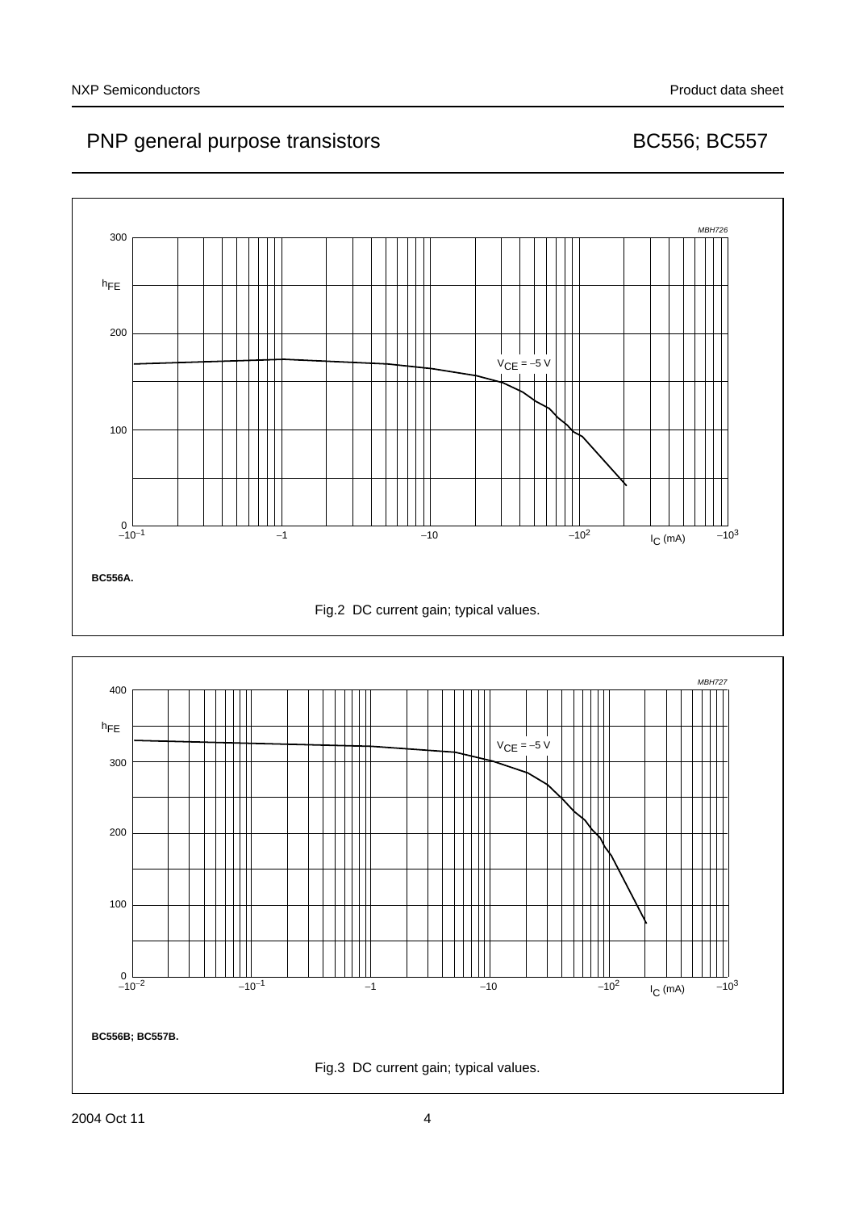BC556A.

Fig.2 DC current gain; typical values.

BC556B; BC557B.

Fig.3 DC current gain; typical values.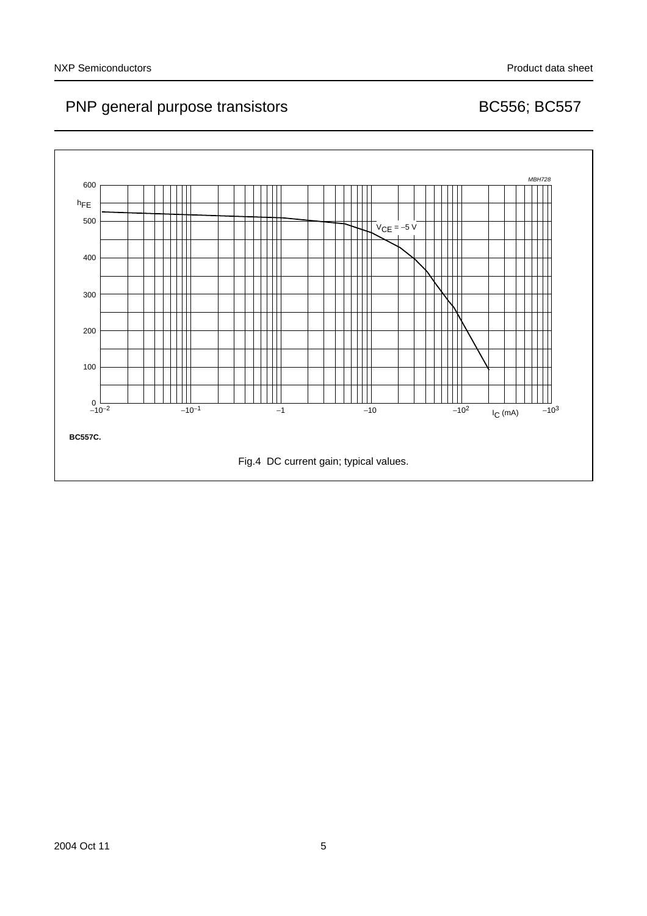MBH728

$h_{FE}$

$V_{CE} = -5$ V

$I_C$ (mA)

BC557C.

Fig.4 DC current gain; typical values.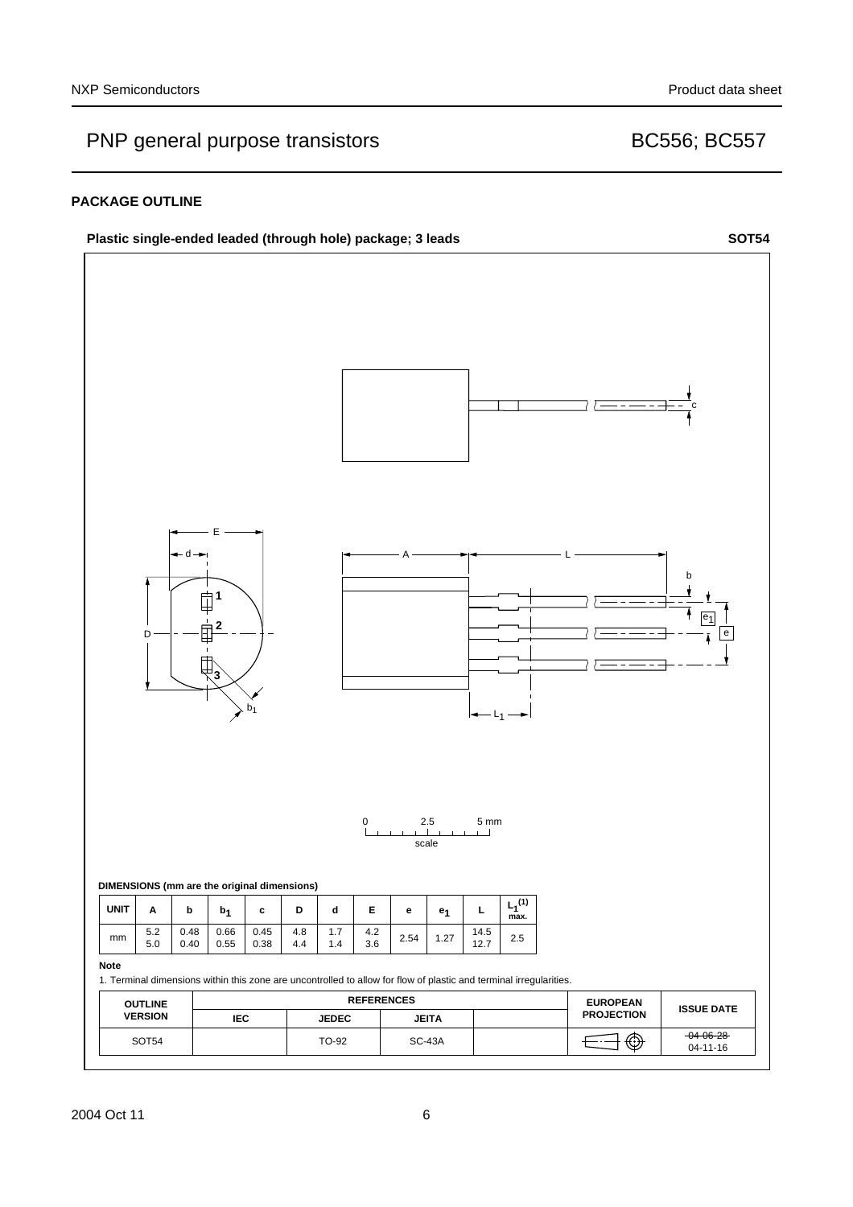## PACKAGE OUTLINE

**Plastic single-ended leaded (through hole) package; 3 leads** **SOT54**

**DIMENSIONS (mm are the original dimensions)**

| UNIT | A | b | $b_1$ | c | D | d | E | e | $e_1$ | L | $L_1$(1) max. |
|---|---|---|---|---|---|---|---|---|---|---|---|
| mm | 5.2 5.0 | 0.48 0.40 | 0.66 0.55 | 0.45 0.38 | 4.8 4.4 | 1.7 1.4 | 4.2 3.6 | 2.54 | 1.27 | 14.5 12.7 | 2.5 |

**Note**

1. Terminal dimensions within this zone are uncontrolled to allow for flow of plastic and terminal irregularities.

| OUTLINE VERSION | REFERENCES | | | | EUROPEAN PROJECTION | ISSUE DATE |
|---|---|---|---|---|---|---|
| | IEC | JEDEC | JEITA | | | |
| SOT54 | | TO-92 | SC-43A | | | ~~04-06-28~~ 04-11-16 |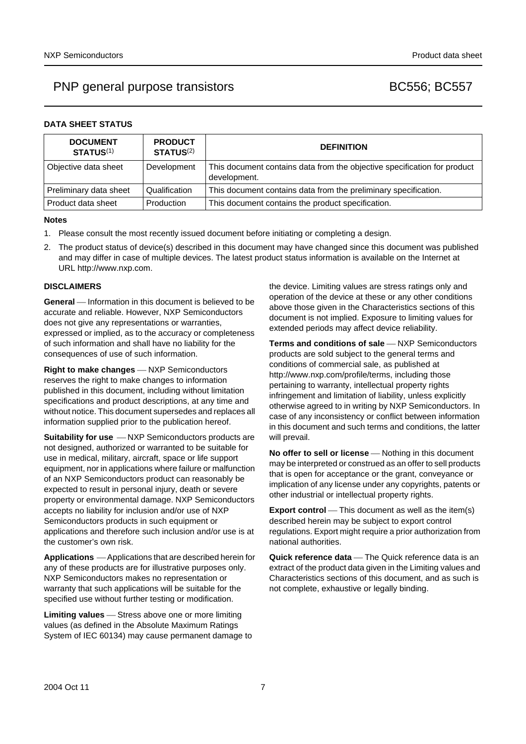## DATA SHEET STATUS

| DOCUMENT STATUS[1] | PRODUCT STATUS[2] | DEFINITION |
|---|---|---|
| Objective data sheet | Development | This document contains data from the objective specification for product development. |
| Preliminary data sheet | Qualification | This document contains data from the preliminary specification. |
| Product data sheet | Production | This document contains the product specification. |

**Notes**

1. Please consult the most recently issued document before initiating or completing a design.
2. The product status of device(s) described in this document may have changed since this document was published and may differ in case of multiple devices. The latest product status information is available on the Internet at URL http://www.nxp.com.

## DISCLAIMERS

**General** — Information in this document is believed to be accurate and reliable. However, NXP Semiconductors does not give any representations or warranties, expressed or implied, as to the accuracy or completeness of such information and shall have no liability for the consequences of use of such information.

**Right to make changes** — NXP Semiconductors reserves the right to make changes to information published in this document, including without limitation specifications and product descriptions, at any time and without notice. This document supersedes and replaces all information supplied prior to the publication hereof.

**Suitability for use** — NXP Semiconductors products are not designed, authorized or warranted to be suitable for use in medical, military, aircraft, space or life support equipment, nor in applications where failure or malfunction of an NXP Semiconductors product can reasonably be expected to result in personal injury, death or severe property or environmental damage. NXP Semiconductors accepts no liability for inclusion and/or use of NXP Semiconductors products in such equipment or applications and therefore such inclusion and/or use is at the customer's own risk.

**Applications** — Applications that are described herein for any of these products are for illustrative purposes only. NXP Semiconductors makes no representation or warranty that such applications will be suitable for the specified use without further testing or modification.

**Limiting values** — Stress above one or more limiting values (as defined in the Absolute Maximum Ratings System of IEC 60134) may cause permanent damage to the device. Limiting values are stress ratings only and operation of the device at these or any other conditions above those given in the Characteristics sections of this document is not implied. Exposure to limiting values for extended periods may affect device reliability.

**Terms and conditions of sale** — NXP Semiconductors products are sold subject to the general terms and conditions of commercial sale, as published at http://www.nxp.com/profile/terms, including those pertaining to warranty, intellectual property rights infringement and limitation of liability, unless explicitly otherwise agreed to in writing by NXP Semiconductors. In case of any inconsistency or conflict between information in this document and such terms and conditions, the latter will prevail.

**No offer to sell or license** — Nothing in this document may be interpreted or construed as an offer to sell products that is open for acceptance or the grant, conveyance or implication of any license under any copyrights, patents or other industrial or intellectual property rights.

**Export control** — This document as well as the item(s) described herein may be subject to export control regulations. Export might require a prior authorization from national authorities.

**Quick reference data** — The Quick reference data is an extract of the product data given in the Limiting values and Characteristics sections of this document, and as such is not complete, exhaustive or legally binding.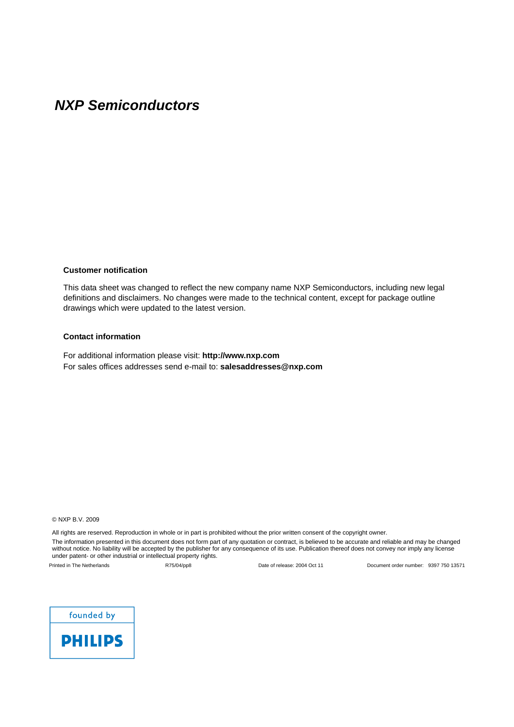# *NXP Semiconductors*

**Customer notification**

This data sheet was changed to reflect the new company name NXP Semiconductors, including new legal definitions and disclaimers. No changes were made to the technical content, except for package outline drawings which were updated to the latest version.

**Contact information**

For additional information please visit: **http://www.nxp.com**
For sales offices addresses send e-mail to: **salesaddresses@nxp.com**

© NXP B.V. 2009

All rights are reserved. Reproduction in whole or in part is prohibited without the prior written consent of the copyright owner.

The information presented in this document does not form part of any quotation or contract, is believed to be accurate and reliable and may be changed without notice. No liability will be accepted by the publisher for any consequence of its use. Publication thereof does not convey nor imply any license under patent- or other industrial or intellectual property rights.

Printed in The Netherlands R75/04/pp8 Date of release: 2004 Oct 11 Document order number: 9397 750 13571

founded by

PHILIPS